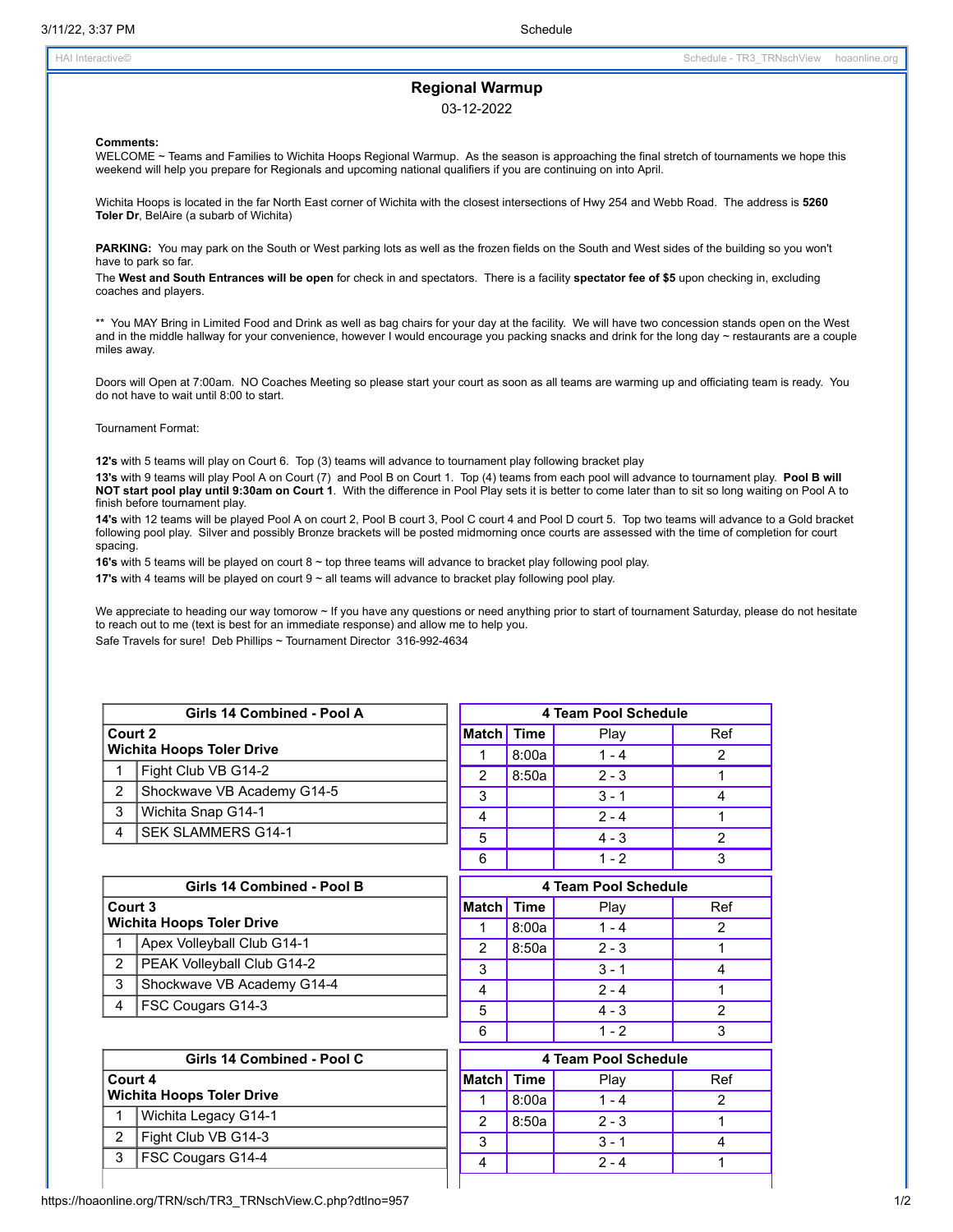# Regional Warmup

03-12-2022

**Comments:**
WELCOME ~ Teams and Families to Wichita Hoops Regional Warmup. As the season is approaching the final stretch of tournaments we hope this weekend will help you prepare for Regionals and upcoming national qualifiers if you are continuing on into April.

Wichita Hoops is located in the far North East corner of Wichita with the closest intersections of Hwy 254 and Webb Road. The address is **5260 Toler Dr**, BelAire (a subarb of Wichita)

**PARKING:** You may park on the South or West parking lots as well as the frozen fields on the South and West sides of the building so you won't have to park so far.
The **West and South Entrances will be open** for check in and spectators. There is a facility **spectator fee of $5** upon checking in, excluding coaches and players.

** You MAY Bring in Limited Food and Drink as well as bag chairs for your day at the facility. We will have two concession stands open on the West and in the middle hallway for your convenience, however I would encourage you packing snacks and drink for the long day ~ restaurants are a couple miles away.

Doors will Open at 7:00am. NO Coaches Meeting so please start your court as soon as all teams are warming up and officiating team is ready. You do not have to wait until 8:00 to start.

Tournament Format:

**12's** with 5 teams will play on Court 6. Top (3) teams will advance to tournament play following bracket play

**13's** with 9 teams will play Pool A on Court (7) and Pool B on Court 1. Top (4) teams from each pool will advance to tournament play. **Pool B will NOT start pool play until 9:30am on Court 1**. With the difference in Pool Play sets it is better to come later than to sit so long waiting on Pool A to finish before tournament play.

**14's** with 12 teams will be played Pool A on court 2, Pool B court 3, Pool C court 4 and Pool D court 5. Top two teams will advance to a Gold bracket following pool play. Silver and possibly Bronze brackets will be posted midmorning once courts are assessed with the time of completion for court spacing.

**16's** with 5 teams will be played on court 8 ~ top three teams will advance to bracket play following pool play.

**17's** with 4 teams will be played on court 9 ~ all teams will advance to bracket play following pool play.

We appreciate to heading our way tomorrow ~ If you have any questions or need anything prior to start of tournament Saturday, please do not hesitate to reach out to me (text is best for an immediate response) and allow me to help you.
Safe Travels for sure! Deb Phillips ~ Tournament Director 316-992-4634

| Girls 14 Combined - Pool A | |
|---|---|
| **Court 2<br>Wichita Hoops Toler Drive** | |
| 1 | Fight Club VB G14-2 |
| 2 | Shockwave VB Academy G14-5 |
| 3 | Wichita Snap G14-1 |
| 4 | SEK SLAMMERS G14-1 |

| 4 Team Pool Schedule | | | |
|---|---|---|---|
| Match | Time | Play | Ref |
| 1 | 8:00a | 1 - 4 | 2 |
| 2 | 8:50a | 2 - 3 | 1 |
| 3 | | 3 - 1 | 4 |
| 4 | | 2 - 4 | 1 |
| 5 | | 4 - 3 | 2 |
| 6 | | 1 - 2 | 3 |

| Girls 14 Combined - Pool B | |
|---|---|
| **Court 3<br>Wichita Hoops Toler Drive** | |
| 1 | Apex Volleyball Club G14-1 |
| 2 | PEAK Volleyball Club G14-2 |
| 3 | Shockwave VB Academy G14-4 |
| 4 | FSC Cougars G14-3 |

| 4 Team Pool Schedule | | | |
|---|---|---|---|
| Match | Time | Play | Ref |
| 1 | 8:00a | 1 - 4 | 2 |
| 2 | 8:50a | 2 - 3 | 1 |
| 3 | | 3 - 1 | 4 |
| 4 | | 2 - 4 | 1 |
| 5 | | 4 - 3 | 2 |
| 6 | | 1 - 2 | 3 |

| Girls 14 Combined - Pool C | |
|---|---|
| **Court 4<br>Wichita Hoops Toler Drive** | |
| 1 | Wichita Legacy G14-1 |
| 2 | Fight Club VB G14-3 |
| 3 | FSC Cougars G14-4 |

| 4 Team Pool Schedule | | | |
|---|---|---|---|
| Match | Time | Play | Ref |
| 1 | 8:00a | 1 - 4 | 2 |
| 2 | 8:50a | 2 - 3 | 1 |
| 3 | | 3 - 1 | 4 |
| 4 | | 2 - 4 | 1 |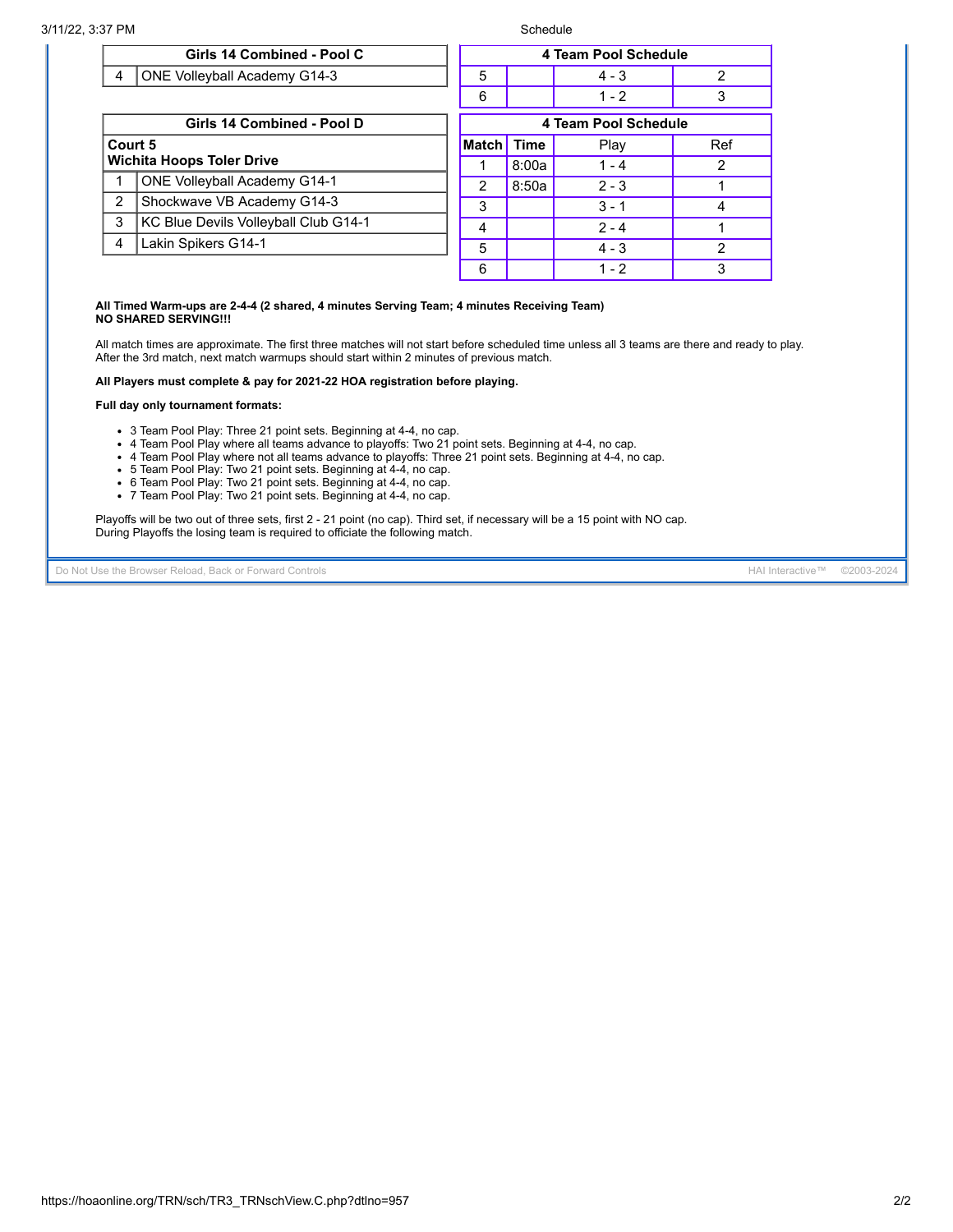| Girls 14 Combined - Pool C | |
| --- | --- |
| 4 | ONE Volleyball Academy G14-3 |

| 4 Team Pool Schedule | | | |
| --- | --- | --- | --- |
| 5 | | 4 - 3 | 2 |
| 6 | | 1 - 2 | 3 |

| Girls 14 Combined - Pool D | |
| --- | --- |
| **Court 5**<br>**Wichita Hoops Toler Drive** | |
| 1 | ONE Volleyball Academy G14-1 |
| 2 | Shockwave VB Academy G14-3 |
| 3 | KC Blue Devils Volleyball Club G14-1 |
| 4 | Lakin Spikers G14-1 |

| 4 Team Pool Schedule | | | |
| --- | --- | --- | --- |
| **Match** | **Time** | Play | Ref |
| 1 | 8:00a | 1 - 4 | 2 |
| 2 | 8:50a | 2 - 3 | 1 |
| 3 | | 3 - 1 | 4 |
| 4 | | 2 - 4 | 1 |
| 5 | | 4 - 3 | 2 |
| 6 | | 1 - 2 | 3 |

**All Timed Warm-ups are 2-4-4 (2 shared, 4 minutes Serving Team; 4 minutes Receiving Team)**
**NO SHARED SERVING!!!**

All match times are approximate. The first three matches will not start before scheduled time unless all 3 teams are there and ready to play. After the 3rd match, next match warmups should start within 2 minutes of previous match.

**All Players must complete & pay for 2021-22 HOA registration before playing.**

**Full day only tournament formats:**

- 3 Team Pool Play: Three 21 point sets. Beginning at 4-4, no cap.
- 4 Team Pool Play where all teams advance to playoffs: Two 21 point sets. Beginning at 4-4, no cap.
- 4 Team Pool Play where not all teams advance to playoffs: Three 21 point sets. Beginning at 4-4, no cap.
- 5 Team Pool Play: Two 21 point sets. Beginning at 4-4, no cap.
- 6 Team Pool Play: Two 21 point sets. Beginning at 4-4, no cap.
- 7 Team Pool Play: Two 21 point sets. Beginning at 4-4, no cap.

Playoffs will be two out of three sets, first 2 - 21 point (no cap). Third set, if necessary will be a 15 point with NO cap.
During Playoffs the losing team is required to officiate the following match.

Do Not Use the Browser Reload, Back or Forward Controls

HAI Interactive™ ©2003-2024